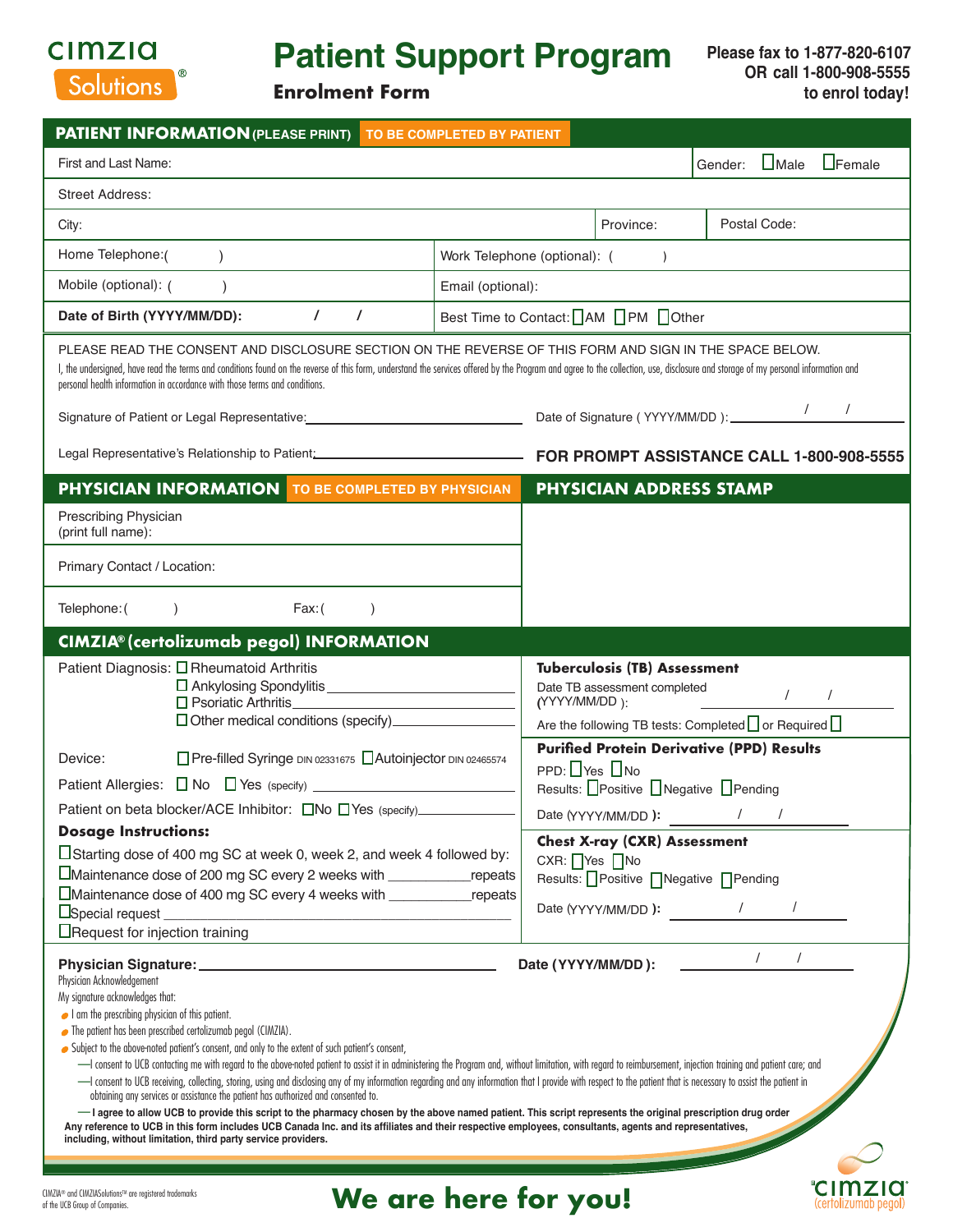cimzia Solutions®

# Patient Support Program

## Enrolment Form

**Please fax to 1-877-820-6107 OR call 1-800-908-5555 to enrol today!**

## PATIENT INFORMATION (PLEASE PRINT) TO BE COMPLETED BY PATIENT

| | |
|---|---|
| First and Last Name: | Gender: ☐Male ☐Female |
| Street Address: | |
| City: | Province: / Postal Code: |
| Home Telephone: ( ) | Work Telephone (optional): ( ) |
| Mobile (optional): ( ) | Email (optional): |
| **Date of Birth (YYYY/MM/DD):** / / | Best Time to Contact: ☐AM ☐PM ☐Other |

PLEASE READ THE CONSENT AND DISCLOSURE SECTION ON THE REVERSE OF THIS FORM AND SIGN IN THE SPACE BELOW.

I, the undersigned, have read the terms and conditions found on the reverse of this form, understand the services offered by the Program and agree to the collection, use, disclosure and storage of my personal information and personal health information in accordance with those terms and conditions.

Signature of Patient or Legal Representative: ______________________ Date of Signature ( YYYY/MM/DD ): ____ / ____ / ____

Legal Representative's Relationship to Patient: ______________________

**FOR PROMPT ASSISTANCE CALL 1-800-908-5555**

## PHYSICIAN INFORMATION TO BE COMPLETED BY PHYSICIAN

| | PHYSICIAN ADDRESS STAMP |
|---|---|
| Prescribing Physician (print full name): | |
| Primary Contact / Location: | |
| Telephone: ( ) Fax: ( ) | |

## CIMZIA® (certolizumab pegol) INFORMATION

Patient Diagnosis:
- ☐ Rheumatoid Arthritis
- ☐ Ankylosing Spondylitis ______________________
- ☐ Psoriatic Arthritis ______________________
- ☐ Other medical conditions (specify) ______________________

Device: ☐ Pre-filled Syringe DIN 02331675 ☐ Autoinjector DIN 02465574

Patient Allergies: ☐ No ☐ Yes (specify) ______________________

Patient on beta blocker/ACE Inhibitor: ☐No ☐Yes (specify) ______________________

**Dosage Instructions:**
- ☐Starting dose of 400 mg SC at week 0, week 2, and week 4 followed by:
- ☐Maintenance dose of 200 mg SC every 2 weeks with __________ repeats
- ☐Maintenance dose of 400 mg SC every 4 weeks with __________ repeats
- ☐Special request ______________________
- ☐Request for injection training

**Tuberculosis (TB) Assessment**

Date TB assessment completed (YYYY/MM/DD ): ____ / ____ / ____

Are the following TB tests: Completed ☐ or Required ☐

**Purified Protein Derivative (PPD) Results**

PPD: ☐Yes ☐No

Results: ☐Positive ☐Negative ☐Pending

Date (YYYY/MM/DD ): ____ / ____ / ____

**Chest X-ray (CXR) Assessment**

CXR: ☐Yes ☐No

Results: ☐Positive ☐Negative ☐Pending

Date (YYYY/MM/DD ): ____ / ____ / ____

**Physician Signature:** ______________________ **Date (YYYY/MM/DD ):** ____ / ____ / ____

Physician Acknowledgement

My signature acknowledges that:
- I am the prescribing physician of this patient.
- The patient has been prescribed certolizumab pegol (CIMZIA).
- Subject to the above-noted patient's consent, and only to the extent of such patient's consent,
  - —I consent to UCB contacting me with regard to the above-noted patient to assist it in administering the Program and, without limitation, with regard to reimbursement, injection training and patient care; and
  - —I consent to UCB receiving, collecting, storing, using and disclosing any of my information regarding and any information that I provide with respect to the patient that is necessary to assist the patient in obtaining any services or assistance the patient has authorized and consented to.
  - **— I agree to allow UCB to provide this script to the pharmacy chosen by the above named patient. This script represents the original prescription drug order**

**Any reference to UCB in this form includes UCB Canada Inc. and its affiliates and their respective employees, consultants, agents and representatives, including, without limitation, third party service providers.**

CIMZIA® and CIMZIASolutions™ are registered trademarks of the UCB Group of Companies.

**We are here for you!**

cimzia (certolizumab pegol)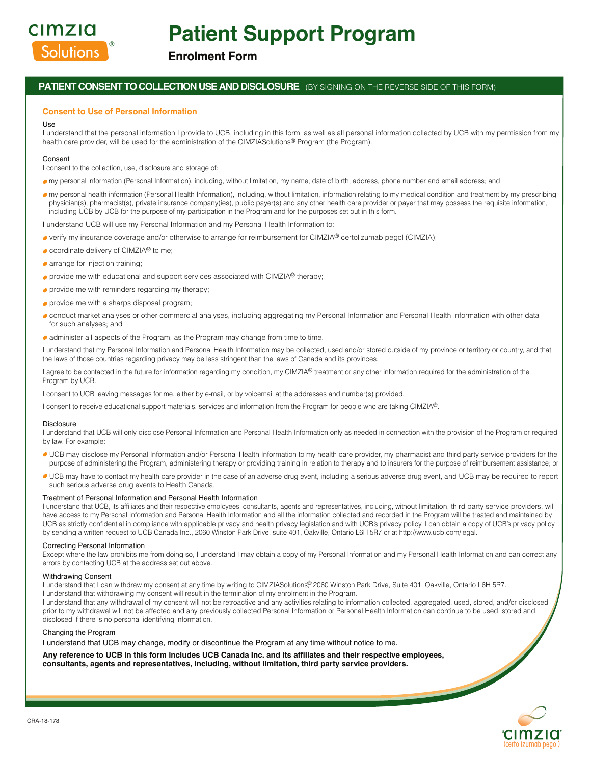cimzia Solutions®

# Patient Support Program

## Enrolment Form

## PATIENT CONSENT TO COLLECTION USE AND DISCLOSURE (BY SIGNING ON THE REVERSE SIDE OF THIS FORM)

### Consent to Use of Personal Information

Use

I understand that the personal information I provide to UCB, including in this form, as well as all personal information collected by UCB with my permission from my health care provider, will be used for the administration of the CIMZIASolutions® Program (the Program).

Consent

I consent to the collection, use, disclosure and storage of:

- my personal information (Personal Information), including, without limitation, my name, date of birth, address, phone number and email address; and
- my personal health information (Personal Health Information), including, without limitation, information relating to my medical condition and treatment by my prescribing physician(s), pharmacist(s), private insurance company(ies), public payer(s) and any other health care provider or payer that may possess the requisite information, including UCB by UCB for the purpose of my participation in the Program and for the purposes set out in this form.

I understand UCB will use my Personal Information and my Personal Health Information to:

- verify my insurance coverage and/or otherwise to arrange for reimbursement for CIMZIA® certolizumab pegol (CIMZIA);
- coordinate delivery of CIMZIA® to me;
- arrange for injection training;
- provide me with educational and support services associated with CIMZIA® therapy;
- provide me with reminders regarding my therapy;
- provide me with a sharps disposal program;
- conduct market analyses or other commercial analyses, including aggregating my Personal Information and Personal Health Information with other data for such analyses; and
- administer all aspects of the Program, as the Program may change from time to time.

I understand that my Personal Information and Personal Health Information may be collected, used and/or stored outside of my province or territory or country, and that the laws of those countries regarding privacy may be less stringent than the laws of Canada and its provinces.

I agree to be contacted in the future for information regarding my condition, my CIMZIA® treatment or any other information required for the administration of the Program by UCB.

I consent to UCB leaving messages for me, either by e-mail, or by voicemail at the addresses and number(s) provided.

I consent to receive educational support materials, services and information from the Program for people who are taking CIMZIA®.

Disclosure

I understand that UCB will only disclose Personal Information and Personal Health Information only as needed in connection with the provision of the Program or required by law. For example:

- UCB may disclose my Personal Information and/or Personal Health Information to my health care provider, my pharmacist and third party service providers for the purpose of administering the Program, administering therapy or providing training in relation to therapy and to insurers for the purpose of reimbursement assistance; or
- UCB may have to contact my health care provider in the case of an adverse drug event, including a serious adverse drug event, and UCB may be required to report such serious adverse drug events to Health Canada.

Treatment of Personal Information and Personal Health Information

I understand that UCB, its affiliates and their respective employees, consultants, agents and representatives, including, without limitation, third party service providers, will have access to my Personal Information and Personal Health Information and all the information collected and recorded in the Program will be treated and maintained by UCB as strictly confidential in compliance with applicable privacy and health privacy legislation and with UCB's privacy policy. I can obtain a copy of UCB's privacy policy by sending a written request to UCB Canada Inc., 2060 Winston Park Drive, suite 401, Oakville, Ontario L6H 5R7 or at http://www.ucb.com/legal.

Correcting Personal Information

Except where the law prohibits me from doing so, I understand I may obtain a copy of my Personal Information and my Personal Health Information and can correct any errors by contacting UCB at the address set out above.

Withdrawing Consent

I understand that I can withdraw my consent at any time by writing to CIMZIASolutions® 2060 Winston Park Drive, Suite 401, Oakville, Ontario L6H 5R7.
I understand that withdrawing my consent will result in the termination of my enrolment in the Program.
I understand that any withdrawal of my consent will not be retroactive and any activities relating to information collected, aggregated, used, stored, and/or disclosed prior to my withdrawal will not be affected and any previously collected Personal Information or Personal Health Information can continue to be used, stored and disclosed if there is no personal identifying information.

Changing the Program

I understand that UCB may change, modify or discontinue the Program at any time without notice to me.

**Any reference to UCB in this form includes UCB Canada Inc. and its affiliates and their respective employees, consultants, agents and representatives, including, without limitation, third party service providers.**

CRA-18-178

cimzia® (certolizumab pegol)